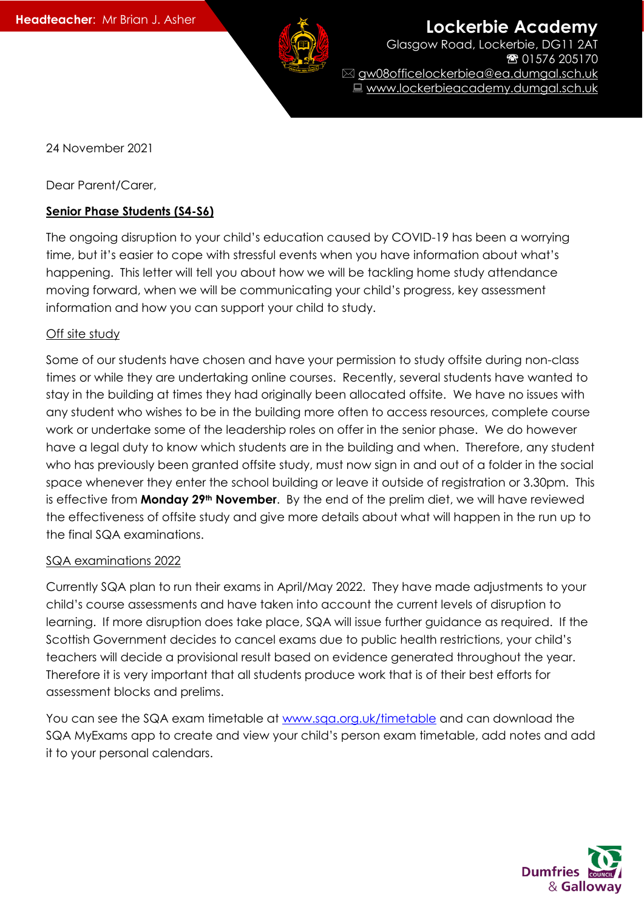**Headteacher**: Mr Brian J. Asher

**Lockerbie Academy**
Glasgow Road, Lockerbie, DG11 2AT
☎ 01576 205170
✉ gw08officelockerbiea@ea.dumgal.sch.uk
💻 www.lockerbieacademy.dumgal.sch.uk

24 November 2021

Dear Parent/Carer,

**Senior Phase Students (S4-S6)**

The ongoing disruption to your child's education caused by COVID-19 has been a worrying time, but it's easier to cope with stressful events when you have information about what's happening. This letter will tell you about how we will be tackling home study attendance moving forward, when we will be communicating your child's progress, key assessment information and how you can support your child to study.

Off site study

Some of our students have chosen and have your permission to study offsite during non-class times or while they are undertaking online courses. Recently, several students have wanted to stay in the building at times they had originally been allocated offsite. We have no issues with any student who wishes to be in the building more often to access resources, complete course work or undertake some of the leadership roles on offer in the senior phase. We do however have a legal duty to know which students are in the building and when. Therefore, any student who has previously been granted offsite study, must now sign in and out of a folder in the social space whenever they enter the school building or leave it outside of registration or 3.30pm. This is effective from **Monday 29th November**. By the end of the prelim diet, we will have reviewed the effectiveness of offsite study and give more details about what will happen in the run up to the final SQA examinations.

SQA examinations 2022

Currently SQA plan to run their exams in April/May 2022. They have made adjustments to your child's course assessments and have taken into account the current levels of disruption to learning. If more disruption does take place, SQA will issue further guidance as required. If the Scottish Government decides to cancel exams due to public health restrictions, your child's teachers will decide a provisional result based on evidence generated throughout the year. Therefore it is very important that all students produce work that is of their best efforts for assessment blocks and prelims.

You can see the SQA exam timetable at www.sqa.org.uk/timetable and can download the SQA MyExams app to create and view your child's person exam timetable, add notes and add it to your personal calendars.

Dumfries & Galloway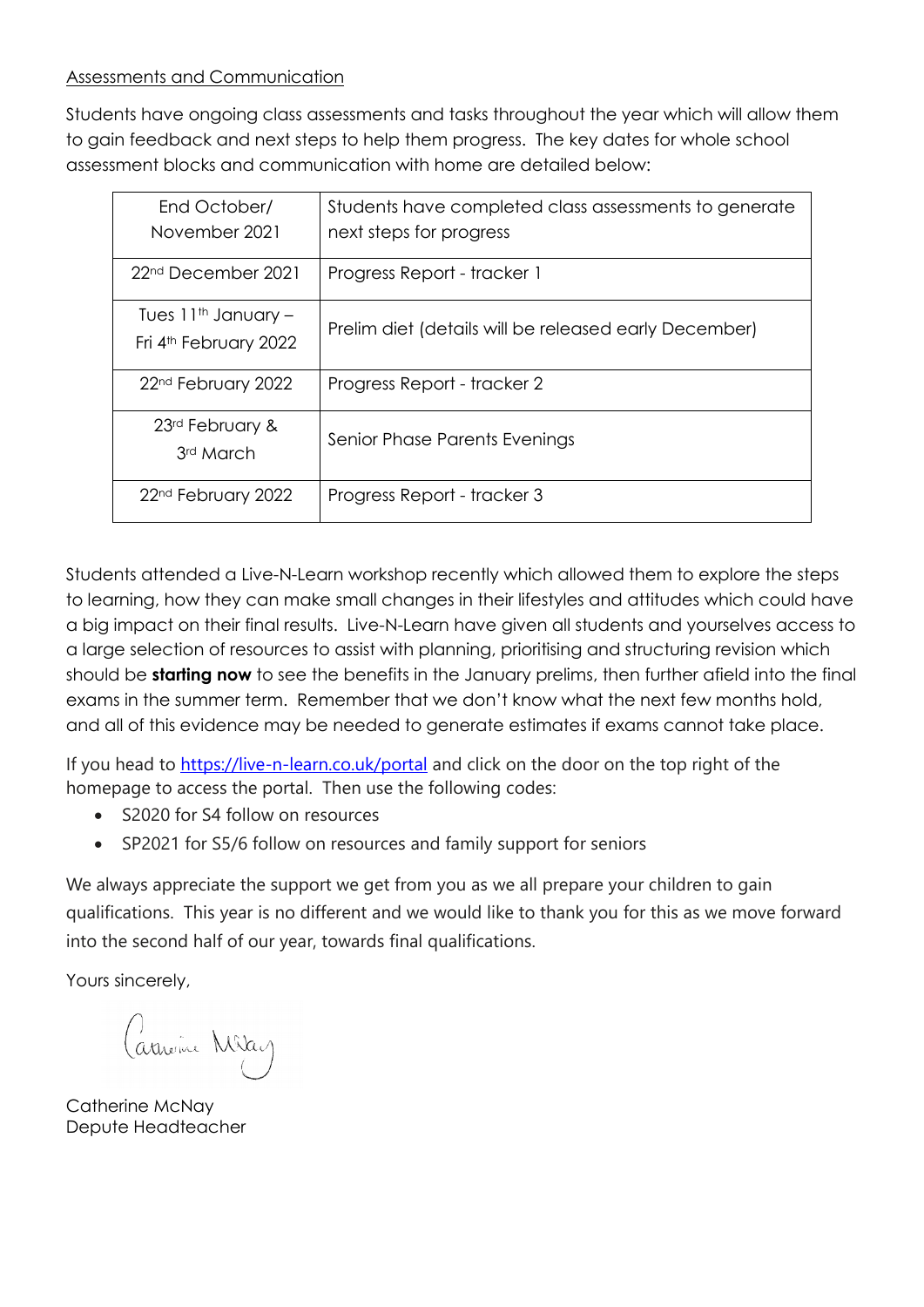Assessments and Communication

Students have ongoing class assessments and tasks throughout the year which will allow them to gain feedback and next steps to help them progress. The key dates for whole school assessment blocks and communication with home are detailed below:

| | |
|---|---|
| End October/ November 2021 | Students have completed class assessments to generate next steps for progress |
| 22nd December 2021 | Progress Report - tracker 1 |
| Tues 11th January – Fri 4th February 2022 | Prelim diet (details will be released early December) |
| 22nd February 2022 | Progress Report - tracker 2 |
| 23rd February & 3rd March | Senior Phase Parents Evenings |
| 22nd February 2022 | Progress Report - tracker 3 |

Students attended a Live-N-Learn workshop recently which allowed them to explore the steps to learning, how they can make small changes in their lifestyles and attitudes which could have a big impact on their final results. Live-N-Learn have given all students and yourselves access to a large selection of resources to assist with planning, prioritising and structuring revision which should be **starting now** to see the benefits in the January prelims, then further afield into the final exams in the summer term. Remember that we don't know what the next few months hold, and all of this evidence may be needed to generate estimates if exams cannot take place.

If you head to https://live-n-learn.co.uk/portal and click on the door on the top right of the homepage to access the portal. Then use the following codes:

- S2020 for S4 follow on resources
- SP2021 for S5/6 follow on resources and family support for seniors

We always appreciate the support we get from you as we all prepare your children to gain qualifications. This year is no different and we would like to thank you for this as we move forward into the second half of our year, towards final qualifications.

Yours sincerely,

Catherine McNay
Depute Headteacher